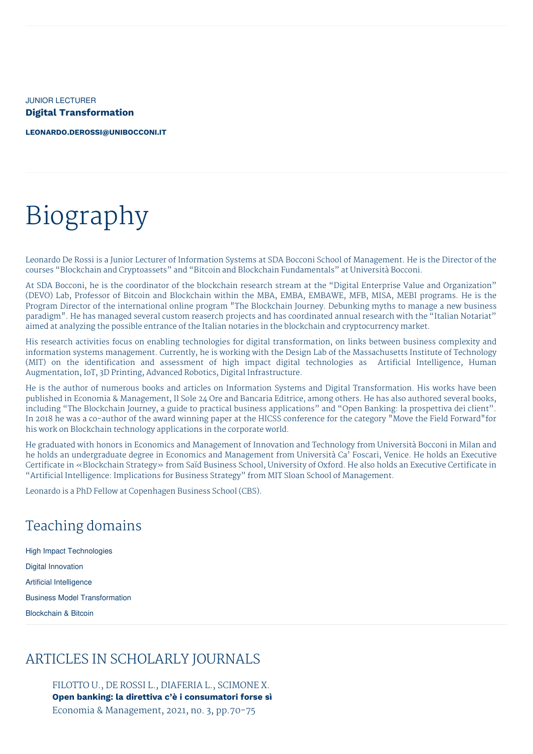JUNIOR LECTURER

**Digital Transformation**

**LEONARDO.DEROSSI@UNIBOCCONI.IT**

# Biography

Leonardo De Rossi is a Junior Lecturer of Information Systems at SDA Bocconi School of Management. He is the Director of the courses "Blockchain and Cryptoassets" and "Bitcoin and Blockchain Fundamentals" at Università Bocconi.

At SDA Bocconi, he is the coordinator of the blockchain research stream at the "Digital Enterprise Value and Organization" (DEVO) Lab, Professor of Bitcoin and Blockchain within the MBA, EMBA, EMBAWE, MFB, MISA, MEBI programs. He is the Program Director of the international online program "The Blockchain Journey. Debunking myths to manage a new business paradigm". He has managed several custom reaserch projects and has coordinated annual research with the "Italian Notariat" aimed at analyzing the possible entrance of the Italian notaries in the blockchain and cryptocurrency market.

His research activities focus on enabling technologies for digital transformation, on links between business complexity and information systems management. Currently, he is working with the Design Lab of the Massachusetts Institute of Technology (MIT) on the identification and assessment of high impact digital technologies as Artificial Intelligence, Human Augmentation, IoT, 3D Printing, Advanced Robotics, Digital Infrastructure.

He is the author of numerous books and articles on Information Systems and Digital Transformation. His works have been published in Economia & Management, Il Sole 24 Ore and Bancaria Editrice, among others. He has also authored several books, including "The Blockchain Journey, a guide to practical business applications" and "Open Banking: la prospettiva dei client". In 2018 he was a co-author of the award winning paper at the HICSS conference for the category "Move the Field Forward"for his work on Blockchain technology applications in the corporate world.

He graduated with honors in Economics and Management of Innovation and Technology from Università Bocconi in Milan and he holds an undergraduate degree in Economics and Management from Università Ca' Foscari, Venice. He holds an Executive Certificate in «Blockchain Strategy» from Saïd Business School, University of Oxford. He also holds an Executive Certificate in "Artificial Intelligence: Implications for Business Strategy" from MIT Sloan School of Management.

Leonardo is a PhD Fellow at Copenhagen Business School (CBS).

## Teaching domains

High Impact Technologies

Digital Innovation

Artificial Intelligence

Business Model Transformation

Blockchain & Bitcoin

## ARTICLES IN SCHOLARLY JOURNALS

FILOTTO U., DE ROSSI L., DIAFERIA L., SCIMONE X.
**Open banking: la direttiva c'è i consumatori forse sì**
Economia & Management, 2021, no. 3, pp.70-75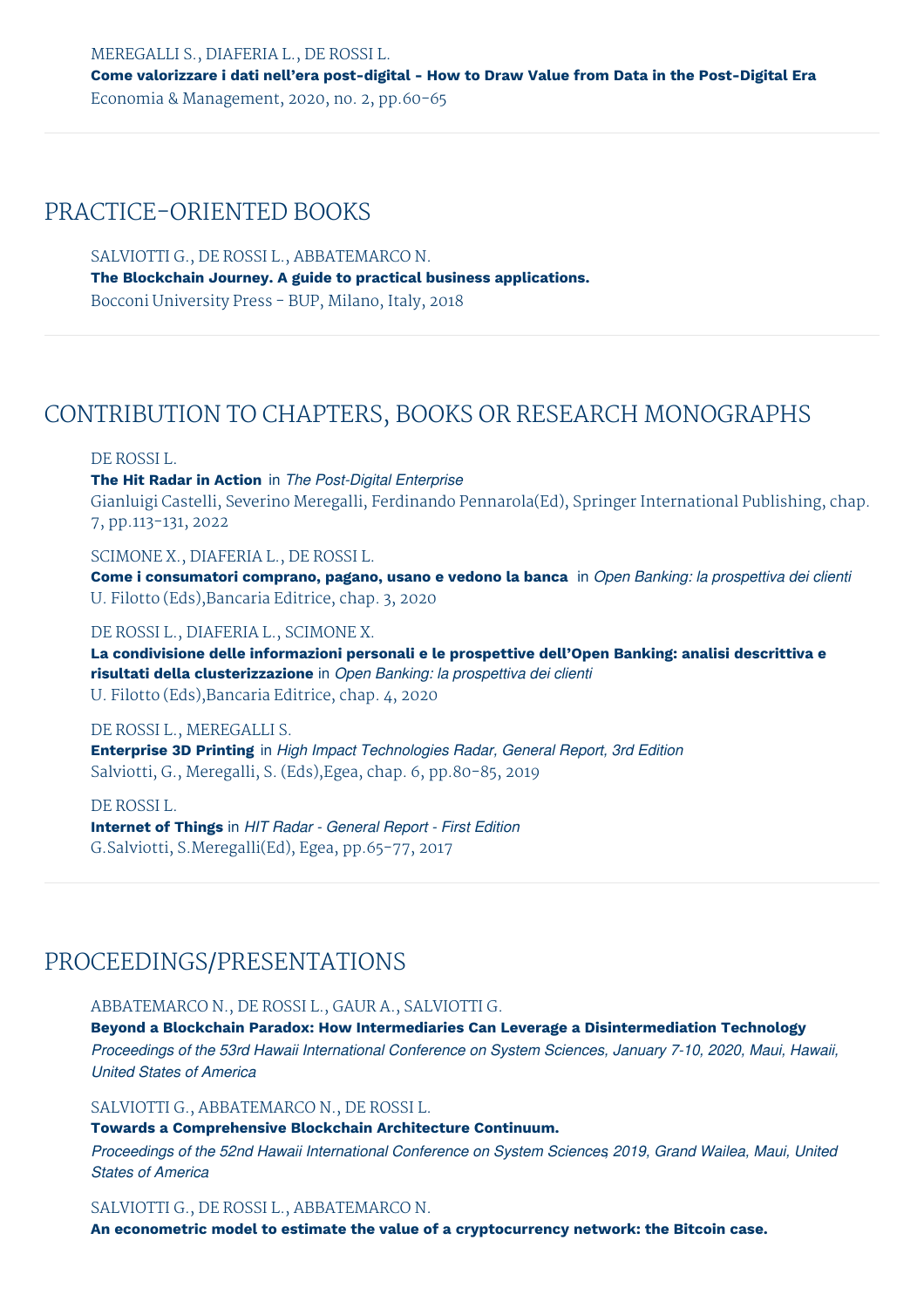MEREGALLI S., DIAFERIA L., DE ROSSI L.
**Come valorizzare i dati nell'era post-digital - How to Draw Value from Data in the Post-Digital Era**
Economia & Management, 2020, no. 2, pp.60-65

## PRACTICE-ORIENTED BOOKS

SALVIOTTI G., DE ROSSI L., ABBATEMARCO N.
**The Blockchain Journey. A guide to practical business applications.**
Bocconi University Press - BUP, Milano, Italy, 2018

## CONTRIBUTION TO CHAPTERS, BOOKS OR RESEARCH MONOGRAPHS

DE ROSSI L.
**The Hit Radar in Action** in *The Post-Digital Enterprise*
Gianluigi Castelli, Severino Meregalli, Ferdinando Pennarola(Ed), Springer International Publishing, chap. 7, pp.113-131, 2022

SCIMONE X., DIAFERIA L., DE ROSSI L.
**Come i consumatori comprano, pagano, usano e vedono la banca** in *Open Banking: la prospettiva dei clienti*
U. Filotto (Eds),Bancaria Editrice, chap. 3, 2020

DE ROSSI L., DIAFERIA L., SCIMONE X.
**La condivisione delle informazioni personali e le prospettive dell'Open Banking: analisi descrittiva e risultati della clusterizzazione** in *Open Banking: la prospettiva dei clienti*
U. Filotto (Eds),Bancaria Editrice, chap. 4, 2020

DE ROSSI L., MEREGALLI S.
**Enterprise 3D Printing** in *High Impact Technologies Radar, General Report, 3rd Edition*
Salviotti, G., Meregalli, S. (Eds),Egea, chap. 6, pp.80-85, 2019

DE ROSSI L.
**Internet of Things** in *HIT Radar - General Report - First Edition*
G.Salviotti, S.Meregalli(Ed), Egea, pp.65-77, 2017

## PROCEEDINGS/PRESENTATIONS

ABBATEMARCO N., DE ROSSI L., GAUR A., SALVIOTTI G.
**Beyond a Blockchain Paradox: How Intermediaries Can Leverage a Disintermediation Technology**
*Proceedings of the 53rd Hawaii International Conference on System Sciences, January 7-10, 2020, Maui, Hawaii, United States of America*

SALVIOTTI G., ABBATEMARCO N., DE ROSSI L.
**Towards a Comprehensive Blockchain Architecture Continuum.**
*Proceedings of the 52nd Hawaii International Conference on System Sciences, 2019, Grand Wailea, Maui, United States of America*

SALVIOTTI G., DE ROSSI L., ABBATEMARCO N.
**An econometric model to estimate the value of a cryptocurrency network: the Bitcoin case.**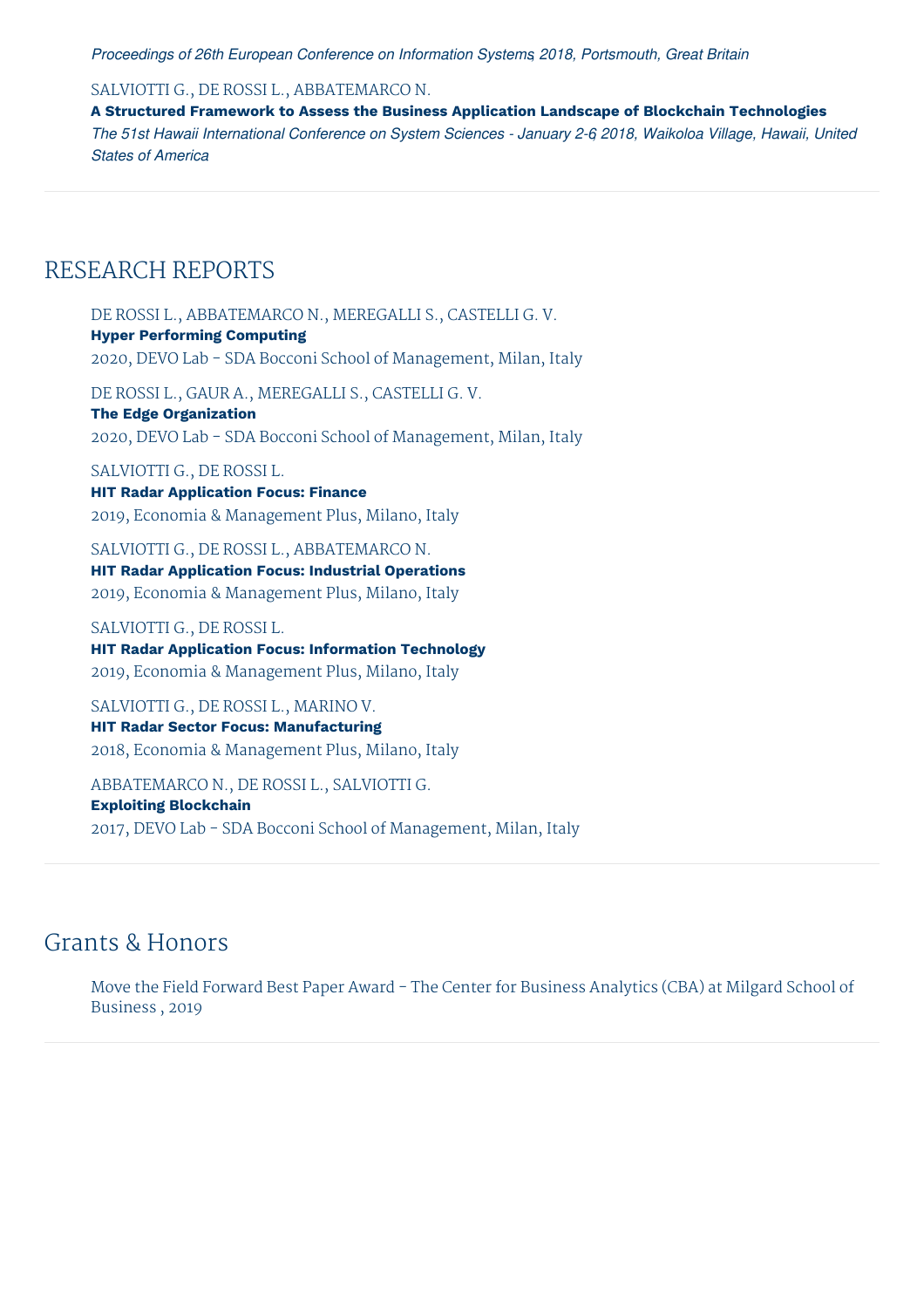*Proceedings of 26th European Conference on Information Systems, 2018, Portsmouth, Great Britain*

SALVIOTTI G., DE ROSSI L., ABBATEMARCO N.
**A Structured Framework to Assess the Business Application Landscape of Blockchain Technologies**
*The 51st Hawaii International Conference on System Sciences - January 2-6, 2018, Waikoloa Village, Hawaii, United States of America*

## RESEARCH REPORTS

DE ROSSI L., ABBATEMARCO N., MEREGALLI S., CASTELLI G. V.
**Hyper Performing Computing**
2020, DEVO Lab - SDA Bocconi School of Management, Milan, Italy

DE ROSSI L., GAUR A., MEREGALLI S., CASTELLI G. V.
**The Edge Organization**
2020, DEVO Lab - SDA Bocconi School of Management, Milan, Italy

SALVIOTTI G., DE ROSSI L.
**HIT Radar Application Focus: Finance**
2019, Economia & Management Plus, Milano, Italy

SALVIOTTI G., DE ROSSI L., ABBATEMARCO N.
**HIT Radar Application Focus: Industrial Operations**
2019, Economia & Management Plus, Milano, Italy

SALVIOTTI G., DE ROSSI L.
**HIT Radar Application Focus: Information Technology**
2019, Economia & Management Plus, Milano, Italy

SALVIOTTI G., DE ROSSI L., MARINO V.
**HIT Radar Sector Focus: Manufacturing**
2018, Economia & Management Plus, Milano, Italy

ABBATEMARCO N., DE ROSSI L., SALVIOTTI G.
**Exploiting Blockchain**
2017, DEVO Lab - SDA Bocconi School of Management, Milan, Italy

## Grants & Honors

Move the Field Forward Best Paper Award - The Center for Business Analytics (CBA) at Milgard School of Business , 2019